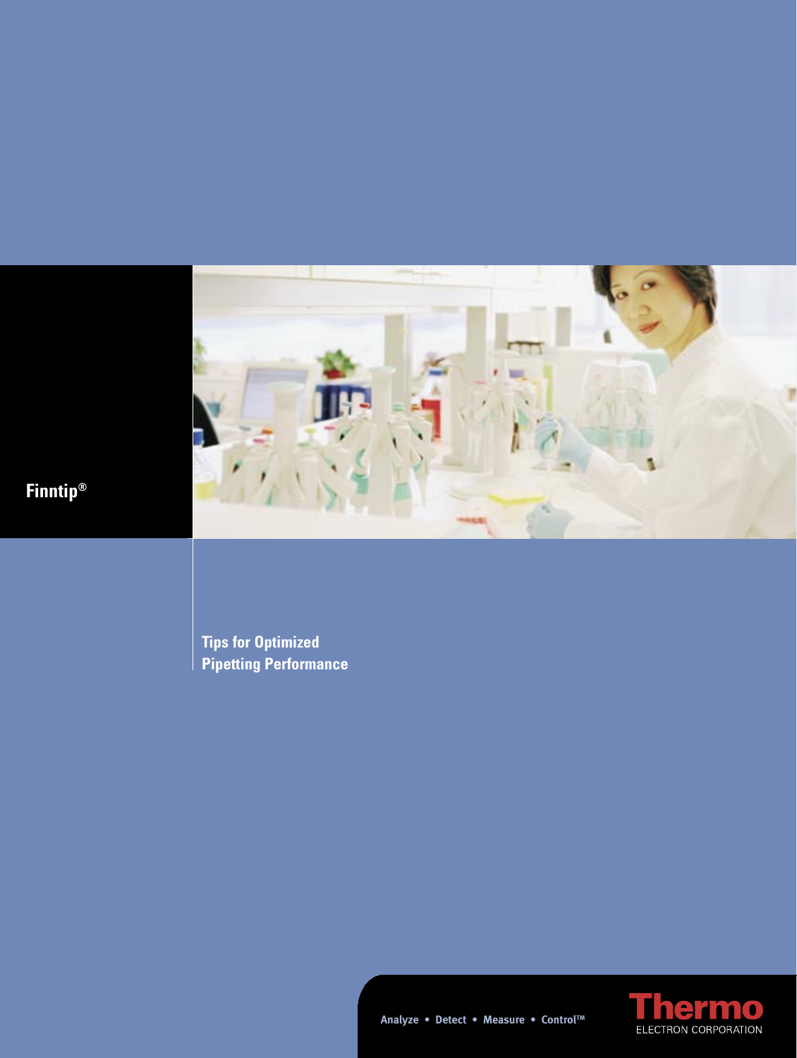# Finntip®

## Tips for Optimized Pipetting Performance

Analyze • Detect • Measure • Control™

Thermo
ELECTRON CORPORATION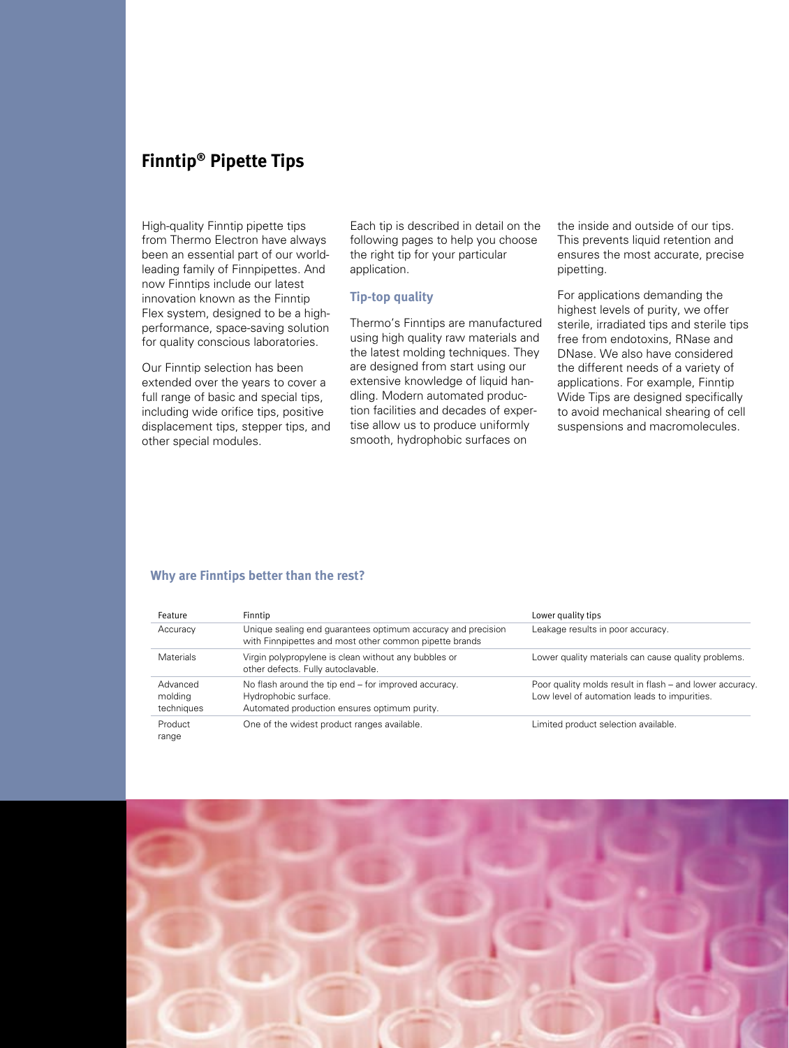# Finntip® Pipette Tips

High-quality Finntip pipette tips from Thermo Electron have always been an essential part of our world-leading family of Finnpipettes. And now Finntips include our latest innovation known as the Finntip Flex system, designed to be a high-performance, space-saving solution for quality conscious laboratories.

Our Finntip selection has been extended over the years to cover a full range of basic and special tips, including wide orifice tips, positive displacement tips, stepper tips, and other special modules.

Each tip is described in detail on the following pages to help you choose the right tip for your particular application.

## Tip-top quality

Thermo's Finntips are manufactured using high quality raw materials and the latest molding techniques. They are designed from start using our extensive knowledge of liquid handling. Modern automated production facilities and decades of expertise allow us to produce uniformly smooth, hydrophobic surfaces on the inside and outside of our tips. This prevents liquid retention and ensures the most accurate, precise pipetting.

For applications demanding the highest levels of purity, we offer sterile, irradiated tips and sterile tips free from endotoxins, RNase and DNase. We also have considered the different needs of a variety of applications. For example, Finntip Wide Tips are designed specifically to avoid mechanical shearing of cell suspensions and macromolecules.

## Why are Finntips better than the rest?

| Feature | Finntip | Lower quality tips |
|---|---|---|
| Accuracy | Unique sealing end guarantees optimum accuracy and precision with Finnpipettes and most other common pipette brands | Leakage results in poor accuracy. |
| Materials | Virgin polypropylene is clean without any bubbles or other defects. Fully autoclavable. | Lower quality materials can cause quality problems. |
| Advanced molding techniques | No flash around the tip end – for improved accuracy. Hydrophobic surface. Automated production ensures optimum purity. | Poor quality molds result in flash – and lower accuracy. Low level of automation leads to impurities. |
| Product range | One of the widest product ranges available. | Limited product selection available. |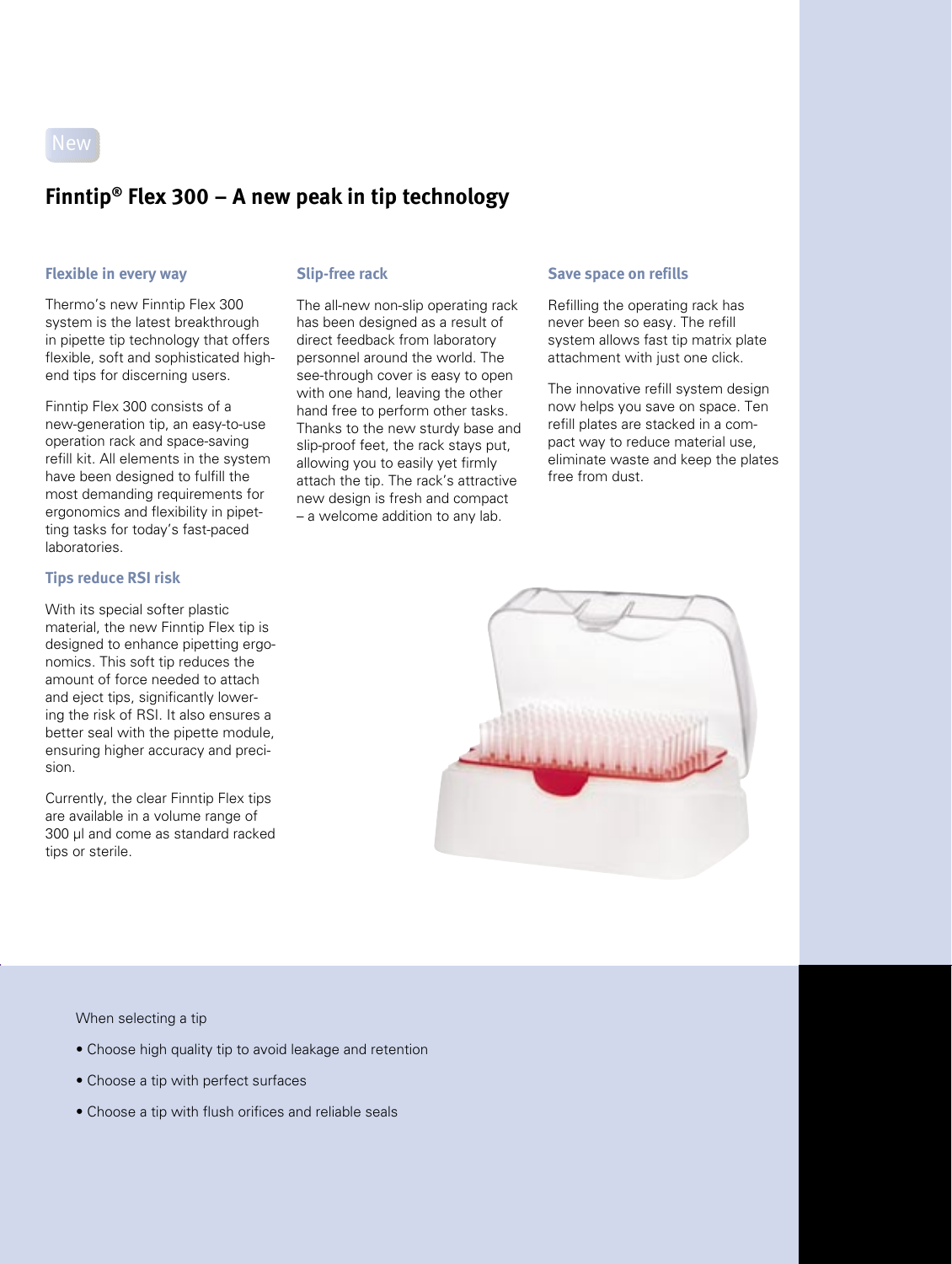New

## Finntip® Flex 300 – A new peak in tip technology

### Flexible in every way

Thermo's new Finntip Flex 300 system is the latest breakthrough in pipette tip technology that offers flexible, soft and sophisticated high-end tips for discerning users.

Finntip Flex 300 consists of a new-generation tip, an easy-to-use operation rack and space-saving refill kit. All elements in the system have been designed to fulfill the most demanding requirements for ergonomics and flexibility in pipetting tasks for today's fast-paced laboratories.

### Tips reduce RSI risk

With its special softer plastic material, the new Finntip Flex tip is designed to enhance pipetting ergonomics. This soft tip reduces the amount of force needed to attach and eject tips, significantly lowering the risk of RSI. It also ensures a better seal with the pipette module, ensuring higher accuracy and precision.

Currently, the clear Finntip Flex tips are available in a volume range of 300 µl and come as standard racked tips or sterile.

### Slip-free rack

The all-new non-slip operating rack has been designed as a result of direct feedback from laboratory personnel around the world. The see-through cover is easy to open with one hand, leaving the other hand free to perform other tasks. Thanks to the new sturdy base and slip-proof feet, the rack stays put, allowing you to easily yet firmly attach the tip. The rack's attractive new design is fresh and compact – a welcome addition to any lab.

### Save space on refills

Refilling the operating rack has never been so easy. The refill system allows fast tip matrix plate attachment with just one click.

The innovative refill system design now helps you save on space. Ten refill plates are stacked in a compact way to reduce material use, eliminate waste and keep the plates free from dust.

When selecting a tip

- Choose high quality tip to avoid leakage and retention
- Choose a tip with perfect surfaces
- Choose a tip with flush orifices and reliable seals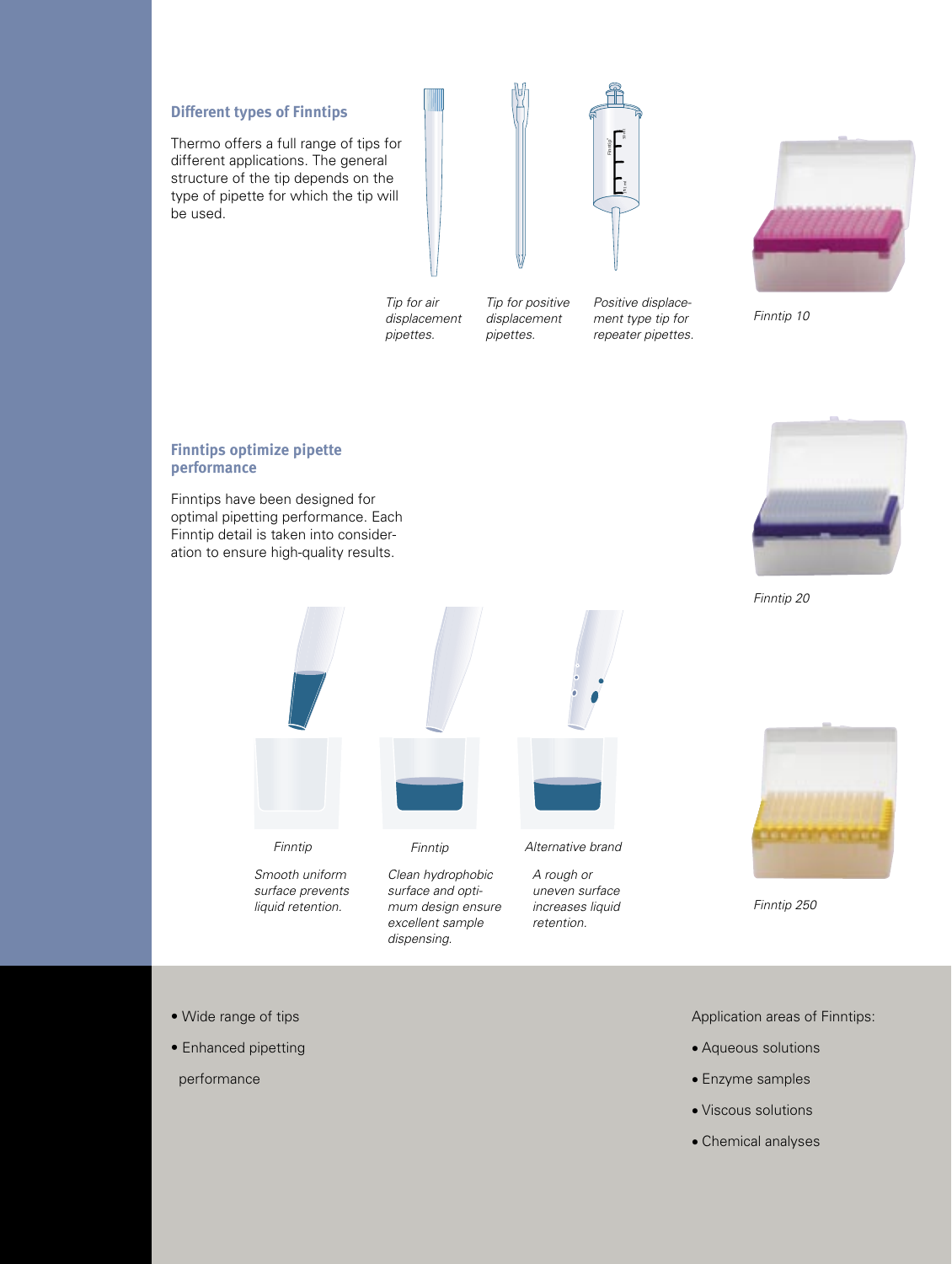## Different types of Finntips

Thermo offers a full range of tips for different applications. The general structure of the tip depends on the type of pipette for which the tip will be used.

*Tip for air displacement pipettes.*

*Tip for positive displacement pipettes.*

*Positive displacement type tip for repeater pipettes.*

*Finntip 10*

## Finntips optimize pipette performance

Finntips have been designed for optimal pipetting performance. Each Finntip detail is taken into consideration to ensure high-quality results.

*Finntip 20*

*Finntip*

*Smooth uniform surface prevents liquid retention.*

*Finntip*

*Clean hydrophobic surface and optimum design ensure excellent sample dispensing.*

*Alternative brand*

*A rough or uneven surface increases liquid retention.*

*Finntip 250*

- Wide range of tips
- Enhanced pipetting performance

Application areas of Finntips:

- Aqueous solutions
- Enzyme samples
- Viscous solutions
- Chemical analyses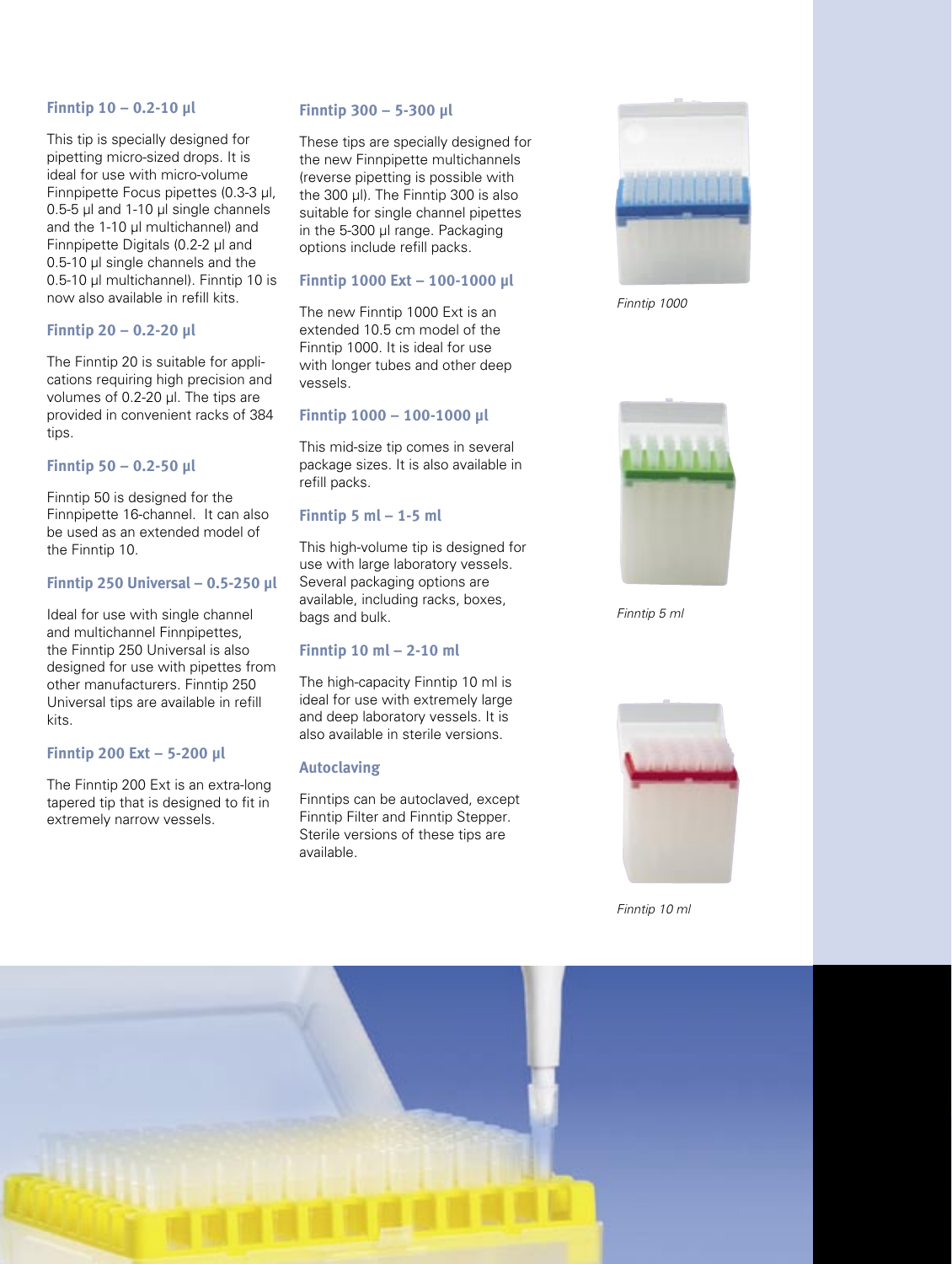### Finntip 10 – 0.2-10 µl

This tip is specially designed for pipetting micro-sized drops. It is ideal for use with micro-volume Finnpipette Focus pipettes (0.3-3 µl, 0.5-5 µl and 1-10 µl single channels and the 1-10 µl multichannel) and Finnpipette Digitals (0.2-2 µl and 0.5-10 µl single channels and the 0.5-10 µl multichannel). Finntip 10 is now also available in refill kits.

### Finntip 20 – 0.2-20 µl

The Finntip 20 is suitable for applications requiring high precision and volumes of 0.2-20 µl. The tips are provided in convenient racks of 384 tips.

### Finntip 50 – 0.2-50 µl

Finntip 50 is designed for the Finnpipette 16-channel. It can also be used as an extended model of the Finntip 10.

### Finntip 250 Universal – 0.5-250 µl

Ideal for use with single channel and multichannel Finnpipettes, the Finntip 250 Universal is also designed for use with pipettes from other manufacturers. Finntip 250 Universal tips are available in refill kits.

### Finntip 200 Ext – 5-200 µl

The Finntip 200 Ext is an extra-long tapered tip that is designed to fit in extremely narrow vessels.

### Finntip 300 – 5-300 µl

These tips are specially designed for the new Finnpipette multichannels (reverse pipetting is possible with the 300 µl). The Finntip 300 is also suitable for single channel pipettes in the 5-300 µl range. Packaging options include refill packs.

### Finntip 1000 Ext – 100-1000 µl

The new Finntip 1000 Ext is an extended 10.5 cm model of the Finntip 1000. It is ideal for use with longer tubes and other deep vessels.

### Finntip 1000 – 100-1000 µl

This mid-size tip comes in several package sizes. It is also available in refill packs.

### Finntip 5 ml – 1-5 ml

This high-volume tip is designed for use with large laboratory vessels. Several packaging options are available, including racks, boxes, bags and bulk.

### Finntip 10 ml – 2-10 ml

The high-capacity Finntip 10 ml is ideal for use with extremely large and deep laboratory vessels. It is also available in sterile versions.

### Autoclaving

Finntips can be autoclaved, except Finntip Filter and Finntip Stepper. Sterile versions of these tips are available.

*Finntip 1000*

*Finntip 5 ml*

*Finntip 10 ml*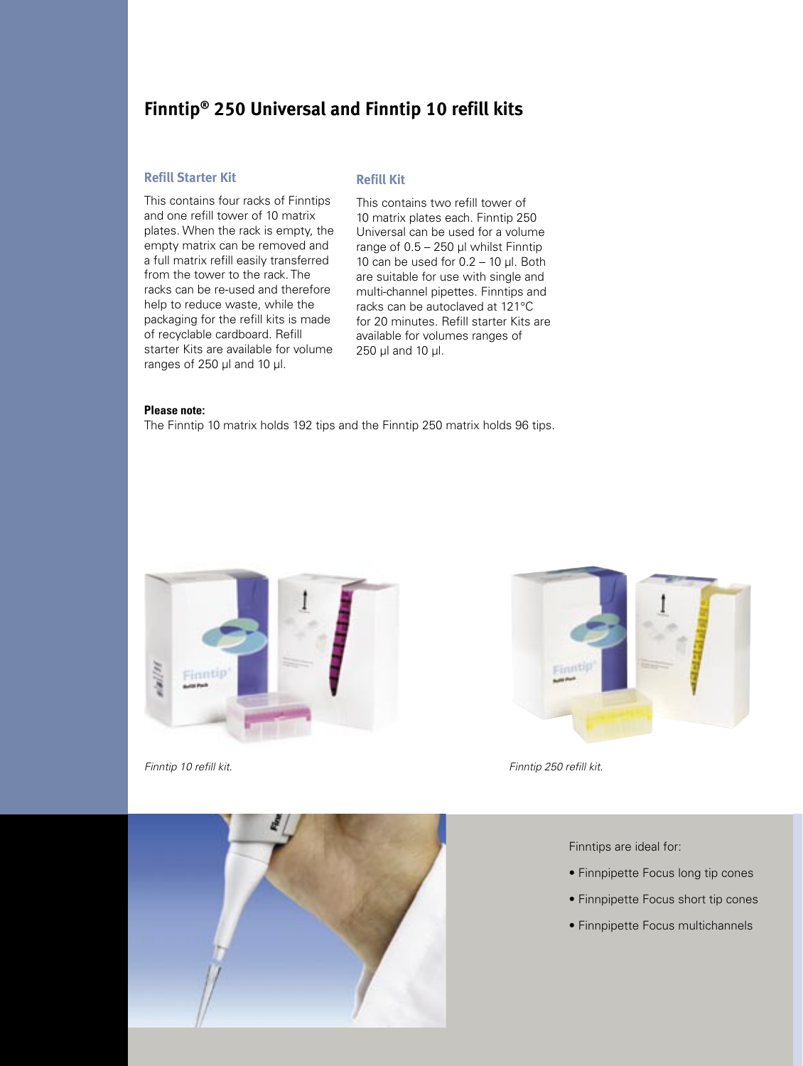# Finntip® 250 Universal and Finntip 10 refill kits

### Refill Starter Kit

This contains four racks of Finntips and one refill tower of 10 matrix plates. When the rack is empty, the empty matrix can be removed and a full matrix refill easily transferred from the tower to the rack. The racks can be re-used and therefore help to reduce waste, while the packaging for the refill kits is made of recyclable cardboard. Refill starter Kits are available for volume ranges of 250 µl and 10 µl.

### Refill Kit

This contains two refill tower of 10 matrix plates each. Finntip 250 Universal can be used for a volume range of 0.5 – 250 µl whilst Finntip 10 can be used for 0.2 – 10 µl. Both are suitable for use with single and multi-channel pipettes. Finntips and racks can be autoclaved at 121°C for 20 minutes. Refill starter Kits are available for volumes ranges of 250 µl and 10 µl.

**Please note:**
The Finntip 10 matrix holds 192 tips and the Finntip 250 matrix holds 96 tips.

*Finntip 10 refill kit.*

*Finntip 250 refill kit.*

Finntips are ideal for:

- Finnpipette Focus long tip cones
- Finnpipette Focus short tip cones
- Finnpipette Focus multichannels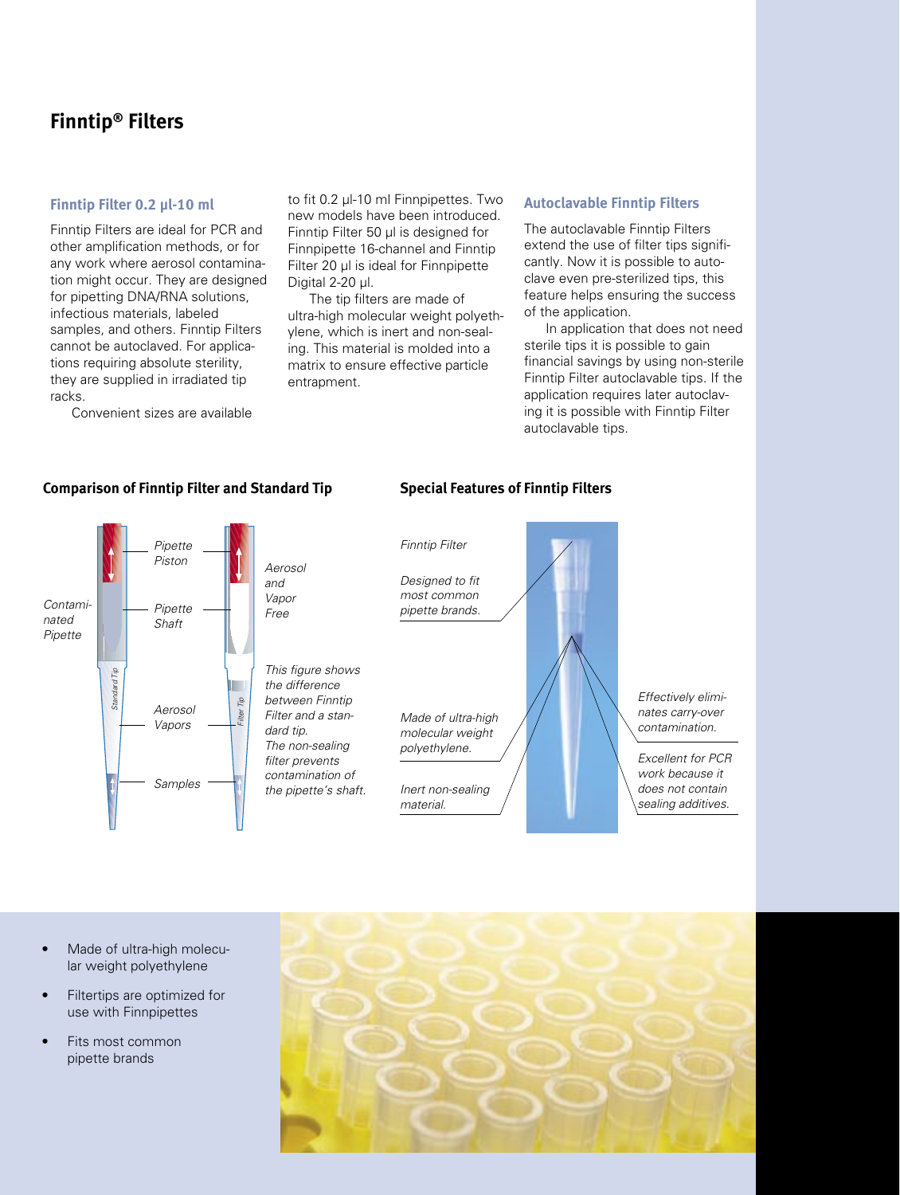# Finntip® Filters

### Finntip Filter 0.2 µl-10 ml

Finntip Filters are ideal for PCR and other amplification methods, or for any work where aerosol contamination might occur. They are designed for pipetting DNA/RNA solutions, infectious materials, labeled samples, and others. Finntip Filters cannot be autoclaved. For applications requiring absolute sterility, they are supplied in irradiated tip racks.

Convenient sizes are available to fit 0.2 µl-10 ml Finnpipettes. Two new models have been introduced. Finntip Filter 50 µl is designed for Finnpipette 16-channel and Finntip Filter 20 µl is ideal for Finnpipette Digital 2-20 µl.

The tip filters are made of ultra-high molecular weight polyethylene, which is inert and non-sealing. This material is molded into a matrix to ensure effective particle entrapment.

### Autoclavable Finntip Filters

The autoclavable Finntip Filters extend the use of filter tips significantly. Now it is possible to autoclave even pre-sterilized tips, this feature helps ensuring the success of the application.

In application that does not need sterile tips it is possible to gain financial savings by using non-sterile Finntip Filter autoclavable tips. If the application requires later autoclaving it is possible with Finntip Filter autoclavable tips.

### Comparison of Finntip Filter and Standard Tip

Contaminated Pipette — Pipette Piston — Pipette Shaft — Aerosol Vapors — Samples — Standard Tip — Filter Tip — Aerosol and Vapor Free

*This figure shows the difference between Finntip Filter and a standard tip. The non-sealing filter prevents contamination of the pipette's shaft.*

### Special Features of Finntip Filters

*Finntip Filter*

*Designed to fit most common pipette brands.*

*Made of ultra-high molecular weight polyethylene.*

*Inert non-sealing material.*

*Effectively eliminates carry-over contamination.*

*Excellent for PCR work because it does not contain sealing additives.*

- Made of ultra-high molecular weight polyethylene
- Filtertips are optimized for use with Finnpipettes
- Fits most common pipette brands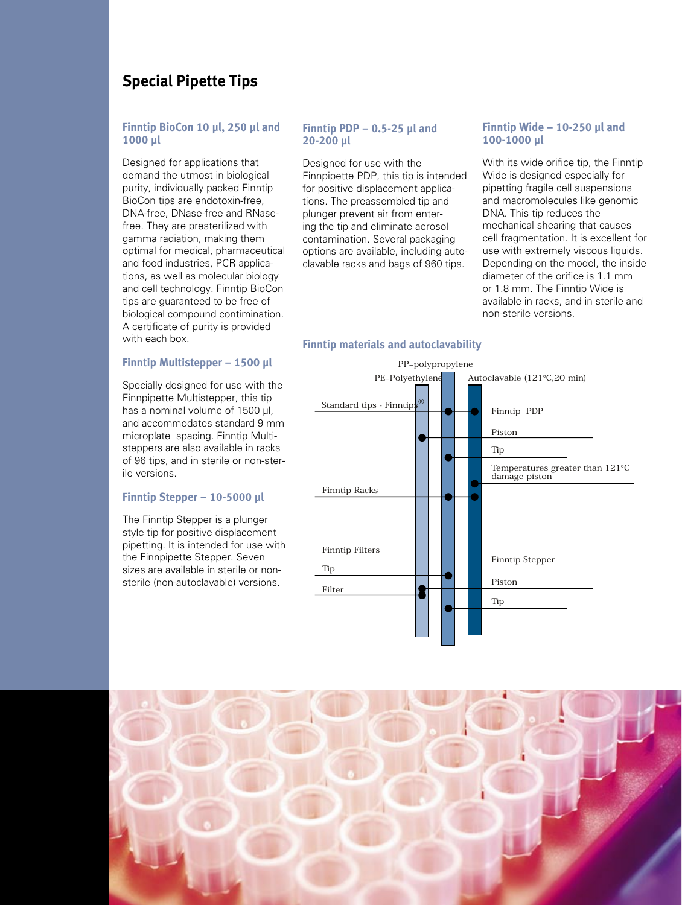# Special Pipette Tips

### Finntip BioCon 10 µl, 250 µl and 1000 µl

Designed for applications that demand the utmost in biological purity, individually packed Finntip BioCon tips are endotoxin-free, DNA-free, DNase-free and RNase-free. They are presterilized with gamma radiation, making them optimal for medical, pharmaceutical and food industries, PCR applications, as well as molecular biology and cell technology. Finntip BioCon tips are guaranteed to be free of biological compound contimination. A certificate of purity is provided with each box.

### Finntip Multistepper – 1500 µl

Specially designed for use with the Finnpipette Multistepper, this tip has a nominal volume of 1500 µl, and accommodates standard 9 mm microplate spacing. Finntip Multisteppers are also available in racks of 96 tips, and in sterile or non-sterile versions.

### Finntip Stepper – 10-5000 µl

The Finntip Stepper is a plunger style tip for positive displacement pipetting. It is intended for use with the Finnpipette Stepper. Seven sizes are available in sterile or non-sterile (non-autoclavable) versions.

### Finntip PDP – 0.5-25 µl and 20-200 µl

Designed for use with the Finnpipette PDP, this tip is intended for positive displacement applications. The preassembled tip and plunger prevent air from entering the tip and eliminate aerosol contamination. Several packaging options are available, including autoclavable racks and bags of 960 tips.

### Finntip Wide – 10-250 µl and 100-1000 µl

With its wide orifice tip, the Finntip Wide is designed especially for pipetting fragile cell suspensions and macromolecules like genomic DNA. This tip reduces the mechanical shearing that causes cell fragmentation. It is excellent for use with extremely viscous liquids. Depending on the model, the inside diameter of the orifice is 1.1 mm or 1.8 mm. The Finntip Wide is available in racks, and in sterile and non-sterile versions.

### Finntip materials and autoclavability

| Item | PE=Polyethylene | PP=polypropylene | Autoclavable (121°C, 20 min) |
|---|---|---|---|
| Standard tips - Finntips® | | ● | ● |
| Finntip PDP – Piston | ● | | |
| Finntip PDP – Tip | | ● | |
| Temperatures greater than 121°C damage piston | | | ● |
| Finntip Racks | | ● | ● |
| Finntip Filters – Tip | | ● | |
| Finntip Filters – Filter | ● | | |
| Finntip Stepper – Piston | ● | | |
| Finntip Stepper – Tip | | ● | |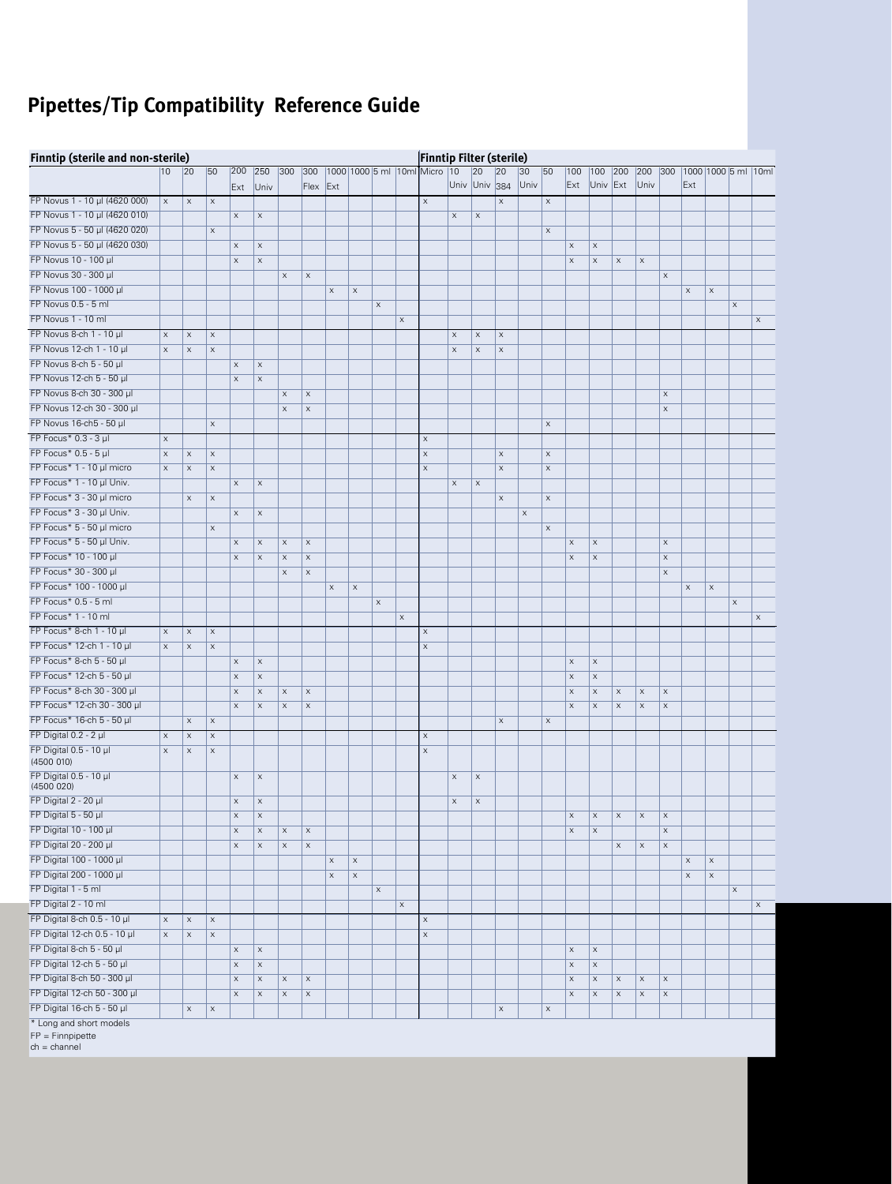# Pipettes/Tip Compatibility Reference Guide

| | Finntip (sterile and non-sterile) | | | | | | | | | | | Finntip Filter (sterile) | | | | | | | | | | | | | | |
|---|---|---|---|---|---|---|---|---|---|---|---|---|---|---|---|---|---|---|---|---|---|---|---|---|---|---|
| | 10 | 20 | 50 | 200 Ext | 250 Univ | 300 | 300 Flex | 1000 Ext | 1000 | 5 ml | 10ml | Micro | 10 Univ | 20 Univ | 20 384 | 30 Univ | 50 | 100 Ext | 100 Univ | 200 Ext | 200 Univ | 300 | 1000 Ext | 1000 | 5 ml | 10ml |
| FP Novus 1 - 10 µl (4620 000) | x | x | x | | | | | | | | | x | | | x | | x | | | | | | | | | |
| FP Novus 1 - 10 µl (4620 010) | | | | x | x | | | | | | | | x | x | | | | | | | | | | | | |
| FP Novus 5 - 50 µl (4620 020) | | | x | | | | | | | | | | | | | | x | | | | | | | | | |
| FP Novus 5 - 50 µl (4620 030) | | | | x | x | | | | | | | | | | | | | x | x | | | | | | | |
| FP Novus 10 - 100 µl | | | | x | x | | | | | | | | | | | | | x | x | x | x | | | | | |
| FP Novus 30 - 300 µl | | | | | | x | x | | | | | | | | | | | | | | | x | | | | |
| FP Novus 100 - 1000 µl | | | | | | | | x | x | | | | | | | | | | | | | | x | x | | |
| FP Novus 0.5 - 5 ml | | | | | | | | | | x | | | | | | | | | | | | | | | x | |
| FP Novus 1 - 10 ml | | | | | | | | | | | x | | | | | | | | | | | | | | | x |
| FP Novus 8-ch 1 - 10 µl | x | x | x | | | | | | | | | | x | x | x | | | | | | | | | | | |
| FP Novus 12-ch 1 - 10 µl | x | x | x | | | | | | | | | | x | x | x | | | | | | | | | | | |
| FP Novus 8-ch 5 - 50 µl | | | | x | x | | | | | | | | | | | | | | | | | | | | | |
| FP Novus 12-ch 5 - 50 µl | | | | x | x | | | | | | | | | | | | | | | | | | | | | |
| FP Novus 8-ch 30 - 300 µl | | | | | | x | x | | | | | | | | | | | | | | | x | | | | |
| FP Novus 12-ch 30 - 300 µl | | | | | | x | x | | | | | | | | | | | | | | | x | | | | |
| FP Novus 16-ch5 - 50 µl | | | x | | | | | | | | | | | | | | x | | | | | | | | | |
| FP Focus* 0.3 - 3 µl | x | | | | | | | | | | | x | | | | | | | | | | | | | | |
| FP Focus* 0.5 - 5 µl | x | x | x | | | | | | | | | x | | | x | | x | | | | | | | | | |
| FP Focus* 1 - 10 µl micro | x | x | x | | | | | | | | | x | | | x | | x | | | | | | | | | |
| FP Focus* 1 - 10 µl Univ. | | | | x | x | | | | | | | | x | x | | | | | | | | | | | | |
| FP Focus* 3 - 30 µl micro | | x | x | | | | | | | | | | | | x | | x | | | | | | | | | |
| FP Focus* 3 - 30 µl Univ. | | | | x | x | | | | | | | | | | | x | | | | | | | | | | |
| FP Focus* 5 - 50 µl micro | | | x | | | | | | | | | | | | | | x | | | | | | | | | |
| FP Focus* 5 - 50 µl Univ. | | | | x | x | x | x | | | | | | | | | | | x | x | | | x | | | | |
| FP Focus* 10 - 100 µl | | | | x | x | x | x | | | | | | | | | | | x | x | | | x | | | | |
| FP Focus* 30 - 300 µl | | | | | | x | x | | | | | | | | | | | | | | | x | | | | |
| FP Focus* 100 - 1000 µl | | | | | | | | x | x | | | | | | | | | | | | | | x | x | | |
| FP Focus* 0.5 - 5 ml | | | | | | | | | | x | | | | | | | | | | | | | | | x | |
| FP Focus* 1 - 10 ml | | | | | | | | | | | x | | | | | | | | | | | | | | | x |
| FP Focus* 8-ch 1 - 10 µl | x | x | x | | | | | | | | | x | | | | | | | | | | | | | | |
| FP Focus* 12-ch 1 - 10 µl | x | x | x | | | | | | | | | x | | | | | | | | | | | | | | |
| FP Focus* 8-ch 5 - 50 µl | | | | x | x | | | | | | | | | | | | | x | x | | | | | | | |
| FP Focus* 12-ch 5 - 50 µl | | | | x | x | | | | | | | | | | | | | x | x | | | | | | | |
| FP Focus* 8-ch 30 - 300 µl | | | | x | x | x | x | | | | | | | | | | | x | x | x | x | x | | | | |
| FP Focus* 12-ch 30 - 300 µl | | | | x | x | x | x | | | | | | | | | | | x | x | x | x | x | | | | |
| FP Focus* 16-ch 5 - 50 µl | | x | x | | | | | | | | | | | | x | | x | | | | | | | | | |
| FP Digital 0.2 - 2 µl | x | x | x | | | | | | | | | x | | | | | | | | | | | | | | |
| FP Digital 0.5 - 10 µl (4500 010) | x | x | x | | | | | | | | | x | | | | | | | | | | | | | | |
| FP Digital 0.5 - 10 µl (4500 020) | | | | x | x | | | | | | | | x | x | | | | | | | | | | | | |
| FP Digital 2 - 20 µl | | | | x | x | | | | | | | | x | x | | | | | | | | | | | | |
| FP Digital 5 - 50 µl | | | | x | x | | | | | | | | | | | | | x | x | x | x | x | | | | |
| FP Digital 10 - 100 µl | | | | x | x | x | x | | | | | | | | | | | x | x | | | x | | | | |
| FP Digital 20 - 200 µl | | | | x | x | x | x | | | | | | | | | | | | | x | x | x | | | | |
| FP Digital 100 - 1000 µl | | | | | | | | x | x | | | | | | | | | | | | | | x | x | | |
| FP Digital 200 - 1000 µl | | | | | | | | x | x | | | | | | | | | | | | | | x | x | | |
| FP Digital 1 - 5 ml | | | | | | | | | | x | | | | | | | | | | | | | | | x | |
| FP Digital 2 - 10 ml | | | | | | | | | | | x | | | | | | | | | | | | | | | x |
| FP Digital 8-ch 0.5 - 10 µl | x | x | x | | | | | | | | | x | | | | | | | | | | | | | | |
| FP Digital 12-ch 0.5 - 10 µl | x | x | x | | | | | | | | | x | | | | | | | | | | | | | | |
| FP Digital 8-ch 5 - 50 µl | | | | x | x | | | | | | | | | | | | | x | x | | | | | | | |
| FP Digital 12-ch 5 - 50 µl | | | | x | x | | | | | | | | | | | | | x | x | | | | | | | |
| FP Digital 8-ch 50 - 300 µl | | | | x | x | x | x | | | | | | | | | | | x | x | x | x | x | | | | |
| FP Digital 12-ch 50 - 300 µl | | | | x | x | x | x | | | | | | | | | | | x | x | x | x | x | | | | |
| FP Digital 16-ch 5 - 50 µl | | x | x | | | | | | | | | | | | x | | x | | | | | | | | | |

* Long and short models

FP = Finnpipette

ch = channel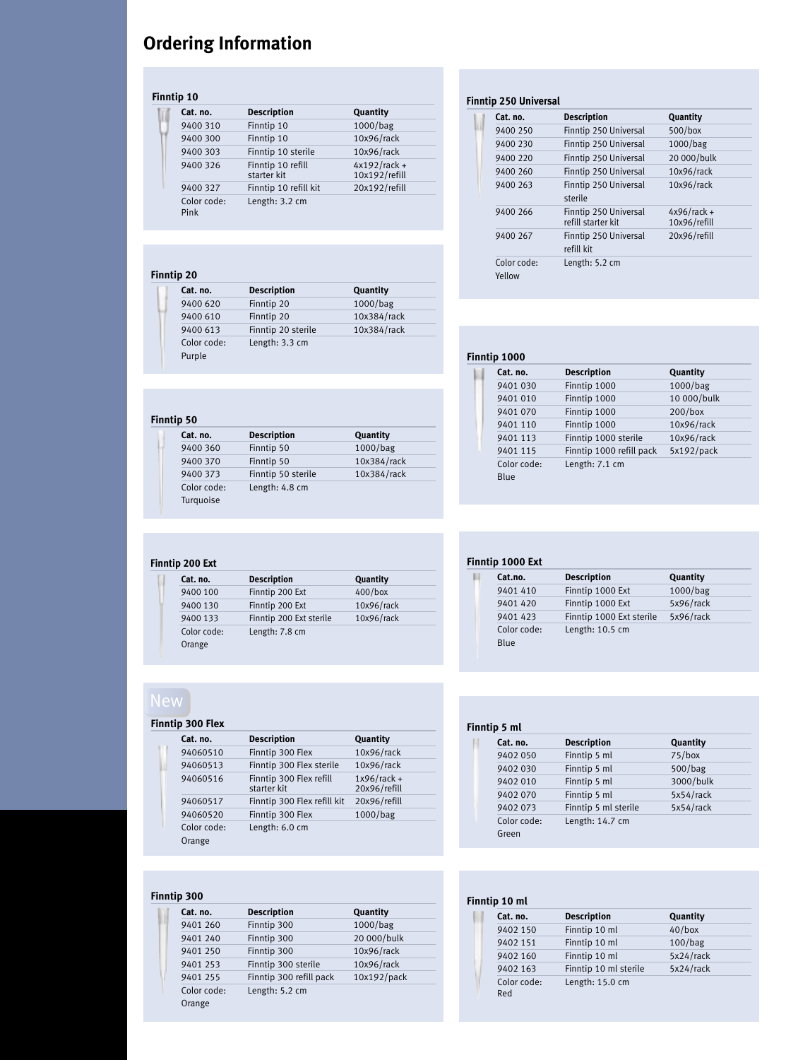# Ordering Information

### Finntip 10

| Cat. no. | Description | Quantity |
|---|---|---|
| 9400 310 | Finntip 10 | 1000/bag |
| 9400 300 | Finntip 10 | 10x96/rack |
| 9400 303 | Finntip 10 sterile | 10x96/rack |
| 9400 326 | Finntip 10 refill starter kit | 4x192/rack + 10x192/refill |
| 9400 327 | Finntip 10 refill kit | 20x192/refill |
| Color code: Pink | Length: 3.2 cm | |

### Finntip 20

| Cat. no. | Description | Quantity |
|---|---|---|
| 9400 620 | Finntip 20 | 1000/bag |
| 9400 610 | Finntip 20 | 10x384/rack |
| 9400 613 | Finntip 20 sterile | 10x384/rack |
| Color code: Purple | Length: 3.3 cm | |

### Finntip 50

| Cat. no. | Description | Quantity |
|---|---|---|
| 9400 360 | Finntip 50 | 1000/bag |
| 9400 370 | Finntip 50 | 10x384/rack |
| 9400 373 | Finntip 50 sterile | 10x384/rack |
| Color code: Turquoise | Length: 4.8 cm | |

### Finntip 200 Ext

| Cat.no. | Description | Quantity |
|---|---|---|
| 9400 100 | Finntip 200 Ext | 400/box |
| 9400 130 | Finntip 200 Ext | 10x96/rack |
| 9400 133 | Finntip 200 Ext sterile | 10x96/rack |
| Color code: Orange | Length: 7.8 cm | |

New

### Finntip 300 Flex

| Cat. no. | Description | Quantity |
|---|---|---|
| 94060510 | Finntip 300 Flex | 10x96/rack |
| 94060513 | Finntip 300 Flex sterile | 10x96/rack |
| 94060516 | Finntip 300 Flex refill starter kit | 1x96/rack + 20x96/refill |
| 94060517 | Finntip 300 Flex refill kit | 20x96/refill |
| 94060520 | Finntip 300 Flex | 1000/bag |
| Color code: Orange | Length: 6.0 cm | |

### Finntip 300

| Cat. no. | Description | Quantity |
|---|---|---|
| 9401 260 | Finntip 300 | 1000/bag |
| 9401 240 | Finntip 300 | 20 000/bulk |
| 9401 250 | Finntip 300 | 10x96/rack |
| 9401 253 | Finntip 300 sterile | 10x96/rack |
| 9401 255 | Finntip 300 refill pack | 10x192/pack |
| Color code: Orange | Length: 5.2 cm | |

### Finntip 250 Universal

| Cat. no. | Description | Quantity |
|---|---|---|
| 9400 250 | Finntip 250 Universal | 500/box |
| 9400 230 | Finntip 250 Universal | 1000/bag |
| 9400 220 | Finntip 250 Universal | 20 000/bulk |
| 9400 260 | Finntip 250 Universal | 10x96/rack |
| 9400 263 | Finntip 250 Universal sterile | 10x96/rack |
| 9400 266 | Finntip 250 Universal refill starter kit | 4x96/rack + 10x96/refill |
| 9400 267 | Finntip 250 Universal refill kit | 20x96/refill |
| Color code: Yellow | Length: 5.2 cm | |

### Finntip 1000

| Cat. no. | Description | Quantity |
|---|---|---|
| 9401 030 | Finntip 1000 | 1000/bag |
| 9401 010 | Finntip 1000 | 10 000/bulk |
| 9401 070 | Finntip 1000 | 200/box |
| 9401 110 | Finntip 1000 | 10x96/rack |
| 9401 113 | Finntip 1000 sterile | 10x96/rack |
| 9401 115 | Finntip 1000 refill pack | 5x192/pack |
| Color code: Blue | Length: 7.1 cm | |

### Finntip 1000 Ext

| Cat.no. | Description | Quantity |
|---|---|---|
| 9401 410 | Finntip 1000 Ext | 1000/bag |
| 9401 420 | Finntip 1000 Ext | 5x96/rack |
| 9401 423 | Finntip 1000 Ext sterile | 5x96/rack |
| Color code: Blue | Length: 10.5 cm | |

### Finntip 5 ml

| Cat. no. | Description | Quantity |
|---|---|---|
| 9402 050 | Finntip 5 ml | 75/box |
| 9402 030 | Finntip 5 ml | 500/bag |
| 9402 010 | Finntip 5 ml | 3000/bulk |
| 9402 070 | Finntip 5 ml | 5x54/rack |
| 9402 073 | Finntip 5 ml sterile | 5x54/rack |
| Color code: Green | Length: 14.7 cm | |

### Finntip 10 ml

| Cat. no. | Description | Quantity |
|---|---|---|
| 9402 150 | Finntip 10 ml | 40/box |
| 9402 151 | Finntip 10 ml | 100/bag |
| 9402 160 | Finntip 10 ml | 5x24/rack |
| 9402 163 | Finntip 10 ml sterile | 5x24/rack |
| Color code: Red | Length: 15.0 cm | |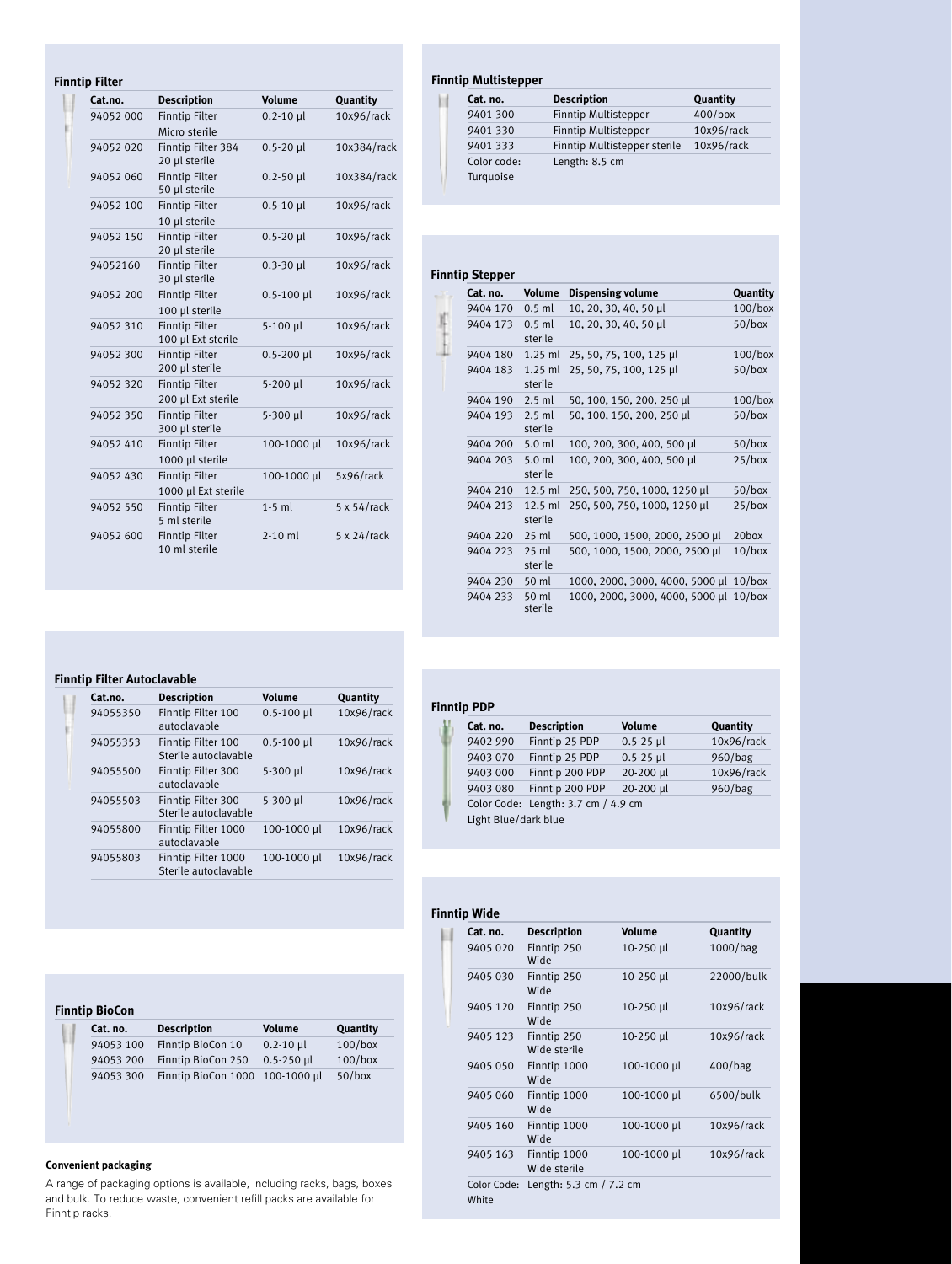#### Finntip Filter

| Cat.no. | Description | Volume | Quantity |
|---|---|---|---|
| 94052 000 | Finntip Filter Micro sterile | 0.2-10 µl | 10x96/rack |
| 94052 020 | Finntip Filter 384 20 µl sterile | 0.5-20 µl | 10x384/rack |
| 94052 060 | Finntip Filter 50 µl sterile | 0.2-50 µl | 10x384/rack |
| 94052 100 | Finntip Filter 10 µl sterile | 0.5-10 µl | 10x96/rack |
| 94052 150 | Finntip Filter 20 µl sterile | 0.5-20 µl | 10x96/rack |
| 94052160 | Finntip Filter 30 µl sterile | 0.3-30 µl | 10x96/rack |
| 94052 200 | Finntip Filter 100 µl sterile | 0.5-100 µl | 10x96/rack |
| 94052 310 | Finntip Filter 100 µl Ext sterile | 5-100 µl | 10x96/rack |
| 94052 300 | Finntip Filter 200 µl sterile | 0.5-200 µl | 10x96/rack |
| 94052 320 | Finntip Filter 200 µl Ext sterile | 5-200 µl | 10x96/rack |
| 94052 350 | Finntip Filter 300 µl sterile | 5-300 µl | 10x96/rack |
| 94052 410 | Finntip Filter 1000 µl sterile | 100-1000 µl | 10x96/rack |
| 94052 430 | Finntip Filter 1000 µl Ext sterile | 100-1000 µl | 5x96/rack |
| 94052 550 | Finntip Filter 5 ml sterile | 1-5 ml | 5 x 54/rack |
| 94052 600 | Finntip Filter 10 ml sterile | 2-10 ml | 5 x 24/rack |

#### Finntip Multistepper

| Cat. no. | Description | Quantity |
|---|---|---|
| 9401 300 | Finntip Multistepper | 400/box |
| 9401 330 | Finntip Multistepper | 10x96/rack |
| 9401 333 | Finntip Multistepper sterile | 10x96/rack |
| Color code: Turquoise | Length: 8.5 cm | |

#### Finntip Stepper

| Cat. no. | Volume | Dispensing volume | Quantity |
|---|---|---|---|
| 9404 170 | 0.5 ml | 10, 20, 30, 40, 50 µl | 100/box |
| 9404 173 | 0.5 ml sterile | 10, 20, 30, 40, 50 µl | 50/box |
| 9404 180 | 1.25 ml | 25, 50, 75, 100, 125 µl | 100/box |
| 9404 183 | 1.25 ml sterile | 25, 50, 75, 100, 125 µl | 50/box |
| 9404 190 | 2.5 ml | 50, 100, 150, 200, 250 µl | 100/box |
| 9404 193 | 2.5 ml sterile | 50, 100, 150, 200, 250 µl | 50/box |
| 9404 200 | 5.0 ml | 100, 200, 300, 400, 500 µl | 50/box |
| 9404 203 | 5.0 ml sterile | 100, 200, 300, 400, 500 µl | 25/box |
| 9404 210 | 12.5 ml | 250, 500, 750, 1000, 1250 µl | 50/box |
| 9404 213 | 12.5 ml sterile | 250, 500, 750, 1000, 1250 µl | 25/box |
| 9404 220 | 25 ml | 500, 1000, 1500, 2000, 2500 µl | 20box |
| 9404 223 | 25 ml sterile | 500, 1000, 1500, 2000, 2500 µl | 10/box |
| 9404 230 | 50 ml | 1000, 2000, 3000, 4000, 5000 µl | 10/box |
| 9404 233 | 50 ml sterile | 1000, 2000, 3000, 4000, 5000 µl | 10/box |

#### Finntip Filter Autoclavable

| Cat.no. | Description | Volume | Quantity |
|---|---|---|---|
| 94055350 | Finntip Filter 100 autoclavable | 0.5-100 µl | 10x96/rack |
| 94055353 | Finntip Filter 100 Sterile autoclavable | 0.5-100 µl | 10x96/rack |
| 94055500 | Finntip Filter 300 autoclavable | 5-300 µl | 10x96/rack |
| 94055503 | Finntip Filter 300 Sterile autoclavable | 5-300 µl | 10x96/rack |
| 94055800 | Finntip Filter 1000 autoclavable | 100-1000 µl | 10x96/rack |
| 94055803 | Finntip Filter 1000 Sterile autoclavable | 100-1000 µl | 10x96/rack |

#### Finntip PDP

| Cat. no. | Description | Volume | Quantity |
|---|---|---|---|
| 9402 990 | Finntip 25 PDP | 0.5-25 µl | 10x96/rack |
| 9403 070 | Finntip 25 PDP | 0.5-25 µl | 960/bag |
| 9403 000 | Finntip 200 PDP | 20-200 µl | 10x96/rack |
| 9403 080 | Finntip 200 PDP | 20-200 µl | 960/bag |
| Color Code: Light Blue/dark blue | Length: 3.7 cm / 4.9 cm | | |

#### Finntip BioCon

| Cat. no. | Description | Volume | Quantity |
|---|---|---|---|
| 94053 100 | Finntip BioCon 10 | 0.2-10 µl | 100/box |
| 94053 200 | Finntip BioCon 250 | 0.5-250 µl | 100/box |
| 94053 300 | Finntip BioCon 1000 | 100-1000 µl | 50/box |

#### Finntip Wide

| Cat. no. | Description | Volume | Quantity |
|---|---|---|---|
| 9405 020 | Finntip 250 Wide | 10-250 µl | 1000/bag |
| 9405 030 | Finntip 250 Wide | 10-250 µl | 22000/bulk |
| 9405 120 | Finntip 250 Wide | 10-250 µl | 10x96/rack |
| 9405 123 | Finntip 250 Wide sterile | 10-250 µl | 10x96/rack |
| 9405 050 | Finntip 1000 Wide | 100-1000 µl | 400/bag |
| 9405 060 | Finntip 1000 Wide | 100-1000 µl | 6500/bulk |
| 9405 160 | Finntip 1000 Wide | 100-1000 µl | 10x96/rack |
| 9405 163 | Finntip 1000 Wide sterile | 100-1000 µl | 10x96/rack |
| Color Code: White | Length: 5.3 cm / 7.2 cm | | |

**Convenient packaging**

A range of packaging options is available, including racks, bags, boxes and bulk. To reduce waste, convenient refill packs are available for Finntip racks.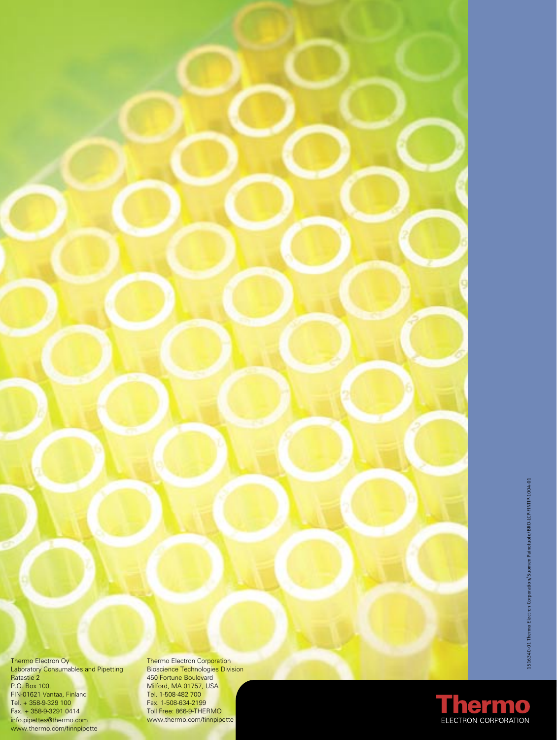Thermo Electron Oy
Laboratory Consumables and Pipetting
Ratastie 2
P.O. Box 100,
FIN-01621 Vantaa, Finland
Tel. + 358-9-329 100
Fax. + 358-9-3291 0414
info.pipettes@thermo.com
www.thermo.com/finnpipette

Thermo Electron Corporation
Bioscience Technologies Division
450 Fortune Boulevard
Milford, MA 01757, USA
Tel. 1-508-482 700
Fax. 1-508-634-2199
Toll Free: 866-9-THERMO
www.thermo.com/finnpipette

**Thermo**
ELECTRON CORPORATION

1516340-01 Thermo Electron Corporation/Suomen Painotuote/BRO-LCP-FINTIP-1004-01